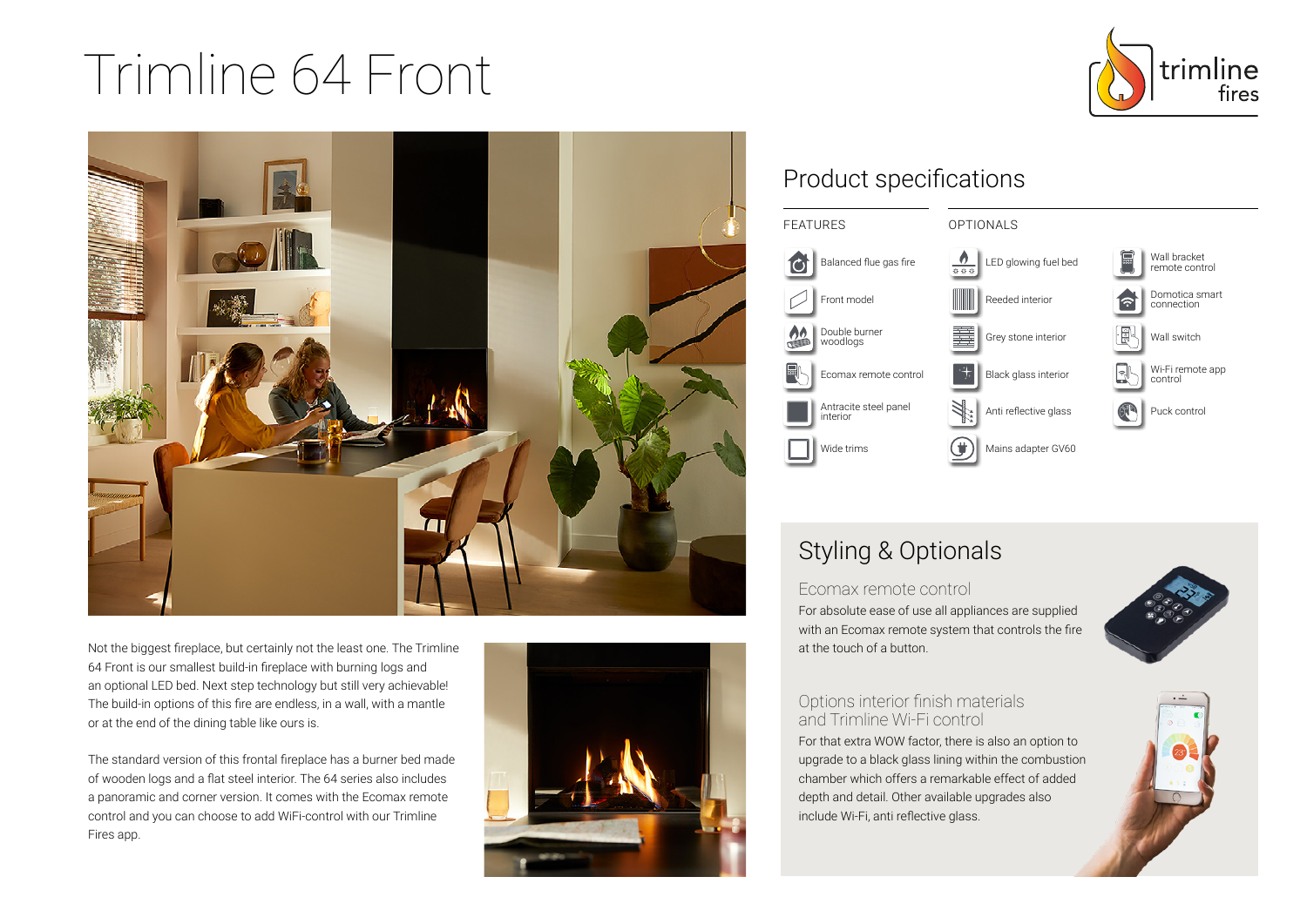# Trimline 64 Front

trimline fires

Not the biggest fireplace, but certainly not the least one. The Trimline 64 Front is our smallest build-in fireplace with burning logs and an optional LED bed. Next step technology but still very achievable! The build-in options of this fire are endless, in a wall, with a mantle or at the end of the dining table like ours is.

The standard version of this frontal fireplace has a burner bed made of wooden logs and a flat steel interior. The 64 series also includes a panoramic and corner version. It comes with the Ecomax remote control and you can choose to add WiFi-control with our Trimline Fires app.

## Product specifications

### FEATURES

- Balanced flue gas fire
- Front model
- Double burner woodlogs
- Ecomax remote control
- Antracite steel panel interior
- Wide trims

### OPTIONALS

- LED glowing fuel bed
- Reeded interior
- Grey stone interior
- Black glass interior
- Anti reflective glass
- Mains adapter GV60
- Wall bracket remote control
- Domotica smart connection
- Wall switch
- Wi-Fi remote app control
- Puck control

## Styling & Optionals

### Ecomax remote control

For absolute ease of use all appliances are supplied with an Ecomax remote system that controls the fire at the touch of a button.

### Options interior finish materials and Trimline Wi-Fi control

For that extra WOW factor, there is also an option to upgrade to a black glass lining within the combustion chamber which offers a remarkable effect of added depth and detail. Other available upgrades also include Wi-Fi, anti reflective glass.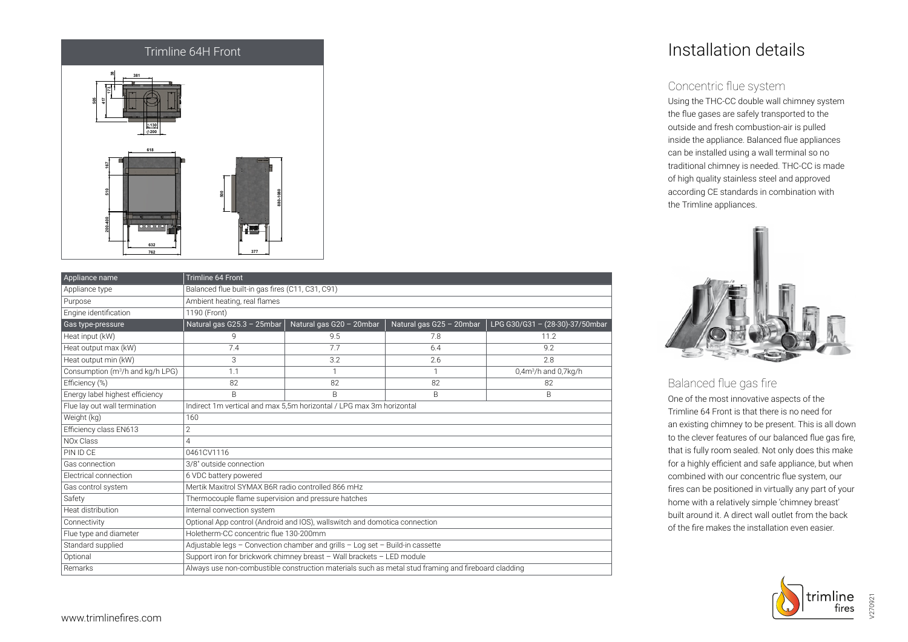## Trimline 64H Front

381
28
172
595
417
Ø130
Ø200
618
167
510
200-400
632
762
500
880-1080
377

| Appliance name | Trimline 64 Front | | | |
|---|---|---|---|---|
| Appliance type | Balanced flue built-in gas fires (C11, C31, C91) | | | |
| Purpose | Ambient heating, real flames | | | |
| Engine identification | 1190 (Front) | | | |
| Gas type-pressure | Natural gas G25.3 – 25mbar | Natural gas G20 – 20mbar | Natural gas G25 – 20mbar | LPG G30/G31 – (28-30)-37/50mbar |
| Heat input (kW) | 9 | 9.5 | 7.8 | 11.2 |
| Heat output max (kW) | 7.4 | 7.7 | 6.4 | 9.2 |
| Heat output min (kW) | 3 | 3.2 | 2.6 | 2.8 |
| Consumption ($m^3$/h and kg/h LPG) | 1.1 | 1 | 1 | 0,4$m^3$/h and 0,7kg/h |
| Efficiency (%) | 82 | 82 | 82 | 82 |
| Energy label highest efficiency | B | B | B | B |
| Flue lay out wall termination | Indirect 1m vertical and max 5,5m horizontal / LPG max 3m horizontal | | | |
| Weight (kg) | 160 | | | |
| Efficiency class EN613 | 2 | | | |
| NOx Class | 4 | | | |
| PIN ID CE | 0461CV1116 | | | |
| Gas connection | 3/8" outside connection | | | |
| Electrical connection | 6 VDC battery powered | | | |
| Gas control system | Mertik Maxitrol SYMAX B6R radio controlled 866 mHz | | | |
| Safety | Thermocouple flame supervision and pressure hatches | | | |
| Heat distribution | Internal convection system | | | |
| Connectivity | Optional App control (Android and IOS), wallswitch and domotica connection | | | |
| Flue type and diameter | Holetherm-CC concentric flue 130-200mm | | | |
| Standard supplied | Adjustable legs – Convection chamber and grills – Log set – Build-in cassette | | | |
| Optional | Support iron for brickwork chimney breast – Wall brackets – LED module | | | |
| Remarks | Always use non-combustible construction materials such as metal stud framing and fireboard cladding | | | |

# Installation details

## Concentric flue system

Using the THC-CC double wall chimney system the flue gases are safely transported to the outside and fresh combustion-air is pulled inside the appliance. Balanced flue appliances can be installed using a wall terminal so no traditional chimney is needed. THC-CC is made of high quality stainless steel and approved according CE standards in combination with the Trimline appliances.

## Balanced flue gas fire

One of the most innovative aspects of the Trimline 64 Front is that there is no need for an existing chimney to be present. This is all down to the clever features of our balanced flue gas fire, that is fully room sealed. Not only does this make for a highly efficient and safe appliance, but when combined with our concentric flue system, our fires can be positioned in virtually any part of your home with a relatively simple 'chimney breast' built around it. A direct wall outlet from the back of the fire makes the installation even easier.

trimline fires

V270921

www.trimlinefires.com